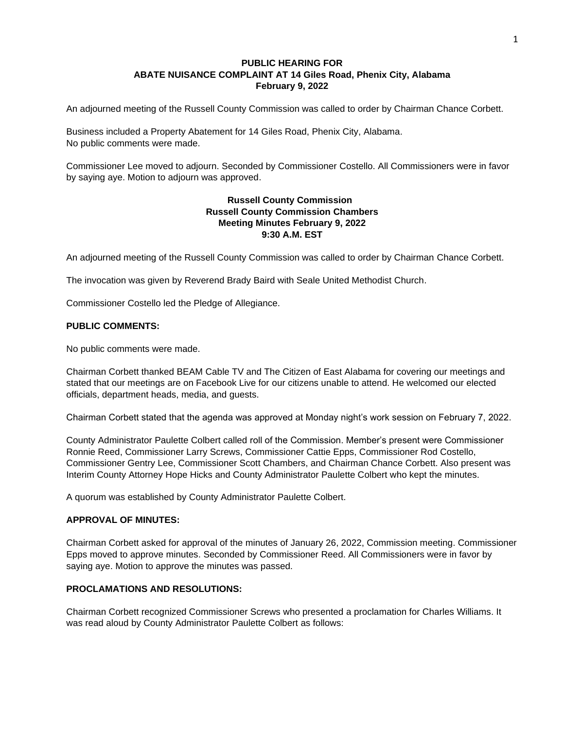# PUBLIC HEARING FOR ABATE NUISANCE COMPLAINT AT 14 Giles Road, Phenix City, Alabama February 9, 2022

An adjourned meeting of the Russell County Commission was called to order by Chairman Chance Corbett.

Business included a Property Abatement for 14 Giles Road, Phenix City, Alabama.
No public comments were made.

Commissioner Lee moved to adjourn. Seconded by Commissioner Costello. All Commissioners were in favor by saying aye. Motion to adjourn was approved.

## Russell County Commission
## Russell County Commission Chambers
## Meeting Minutes February 9, 2022
## 9:30 A.M. EST

An adjourned meeting of the Russell County Commission was called to order by Chairman Chance Corbett.

The invocation was given by Reverend Brady Baird with Seale United Methodist Church.

Commissioner Costello led the Pledge of Allegiance.

### PUBLIC COMMENTS:

No public comments were made.

Chairman Corbett thanked BEAM Cable TV and The Citizen of East Alabama for covering our meetings and stated that our meetings are on Facebook Live for our citizens unable to attend. He welcomed our elected officials, department heads, media, and guests.

Chairman Corbett stated that the agenda was approved at Monday night's work session on February 7, 2022.

County Administrator Paulette Colbert called roll of the Commission. Member's present were Commissioner Ronnie Reed, Commissioner Larry Screws, Commissioner Cattie Epps, Commissioner Rod Costello, Commissioner Gentry Lee, Commissioner Scott Chambers, and Chairman Chance Corbett. Also present was Interim County Attorney Hope Hicks and County Administrator Paulette Colbert who kept the minutes.

A quorum was established by County Administrator Paulette Colbert.

### APPROVAL OF MINUTES:

Chairman Corbett asked for approval of the minutes of January 26, 2022, Commission meeting. Commissioner Epps moved to approve minutes. Seconded by Commissioner Reed. All Commissioners were in favor by saying aye. Motion to approve the minutes was passed.

### PROCLAMATIONS AND RESOLUTIONS:

Chairman Corbett recognized Commissioner Screws who presented a proclamation for Charles Williams. It was read aloud by County Administrator Paulette Colbert as follows: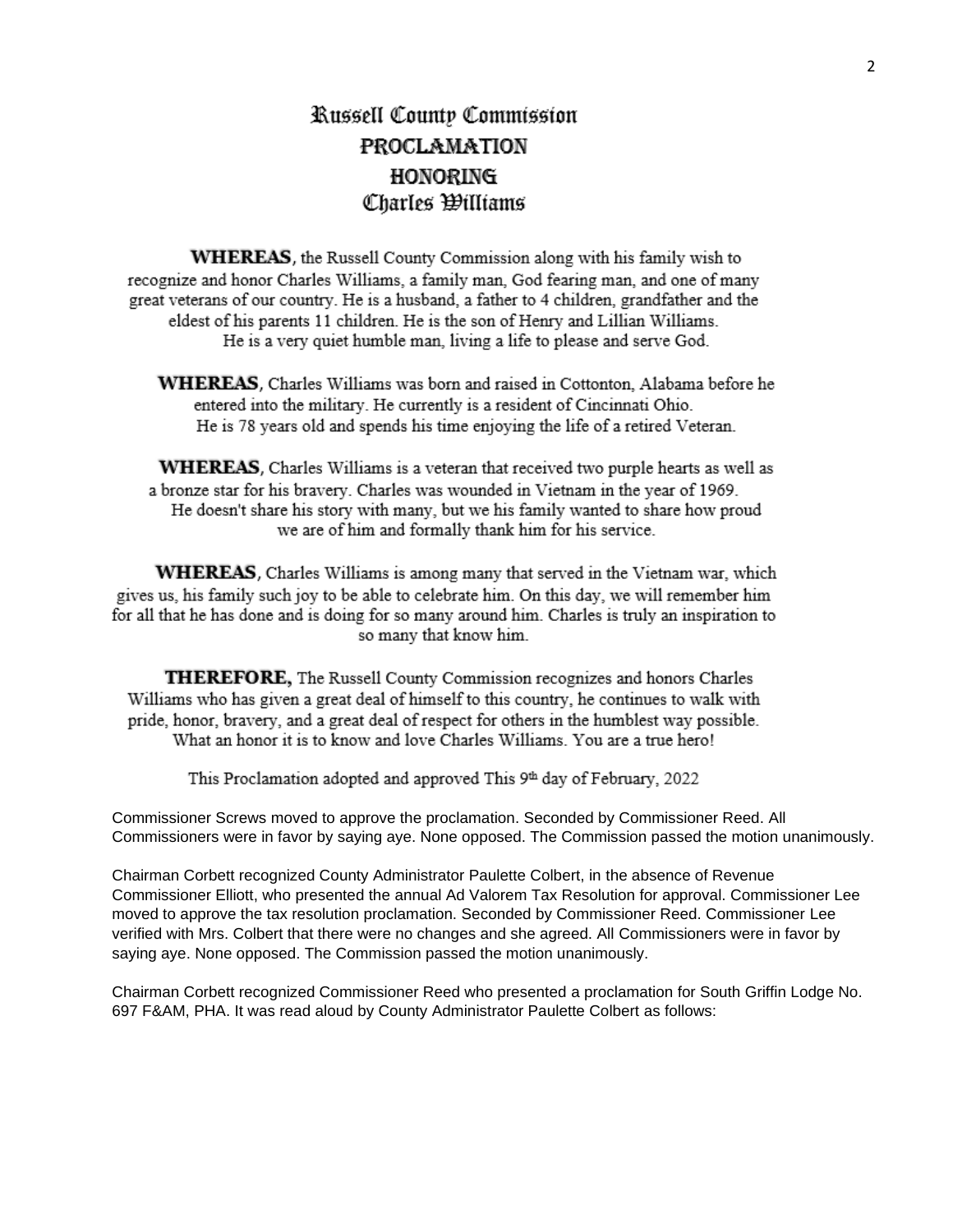# Russell County Commission
## PROCLAMATION
## HONORING
## Charles Williams

**WHEREAS**, the Russell County Commission along with his family wish to recognize and honor Charles Williams, a family man, God fearing man, and one of many great veterans of our country. He is a husband, a father to 4 children, grandfather and the eldest of his parents 11 children. He is the son of Henry and Lillian Williams. He is a very quiet humble man, living a life to please and serve God.

**WHEREAS**, Charles Williams was born and raised in Cottonton, Alabama before he entered into the military. He currently is a resident of Cincinnati Ohio. He is 78 years old and spends his time enjoying the life of a retired Veteran.

**WHEREAS**, Charles Williams is a veteran that received two purple hearts as well as a bronze star for his bravery. Charles was wounded in Vietnam in the year of 1969. He doesn't share his story with many, but we his family wanted to share how proud we are of him and formally thank him for his service.

**WHEREAS**, Charles Williams is among many that served in the Vietnam war, which gives us, his family such joy to be able to celebrate him. On this day, we will remember him for all that he has done and is doing for so many around him. Charles is truly an inspiration to so many that know him.

**THEREFORE,** The Russell County Commission recognizes and honors Charles Williams who has given a great deal of himself to this country, he continues to walk with pride, honor, bravery, and a great deal of respect for others in the humblest way possible. What an honor it is to know and love Charles Williams. You are a true hero!

This Proclamation adopted and approved This 9th day of February, 2022

Commissioner Screws moved to approve the proclamation. Seconded by Commissioner Reed. All Commissioners were in favor by saying aye. None opposed. The Commission passed the motion unanimously.

Chairman Corbett recognized County Administrator Paulette Colbert, in the absence of Revenue Commissioner Elliott, who presented the annual Ad Valorem Tax Resolution for approval. Commissioner Lee moved to approve the tax resolution proclamation. Seconded by Commissioner Reed. Commissioner Lee verified with Mrs. Colbert that there were no changes and she agreed. All Commissioners were in favor by saying aye. None opposed. The Commission passed the motion unanimously.

Chairman Corbett recognized Commissioner Reed who presented a proclamation for South Griffin Lodge No. 697 F&AM, PHA. It was read aloud by County Administrator Paulette Colbert as follows: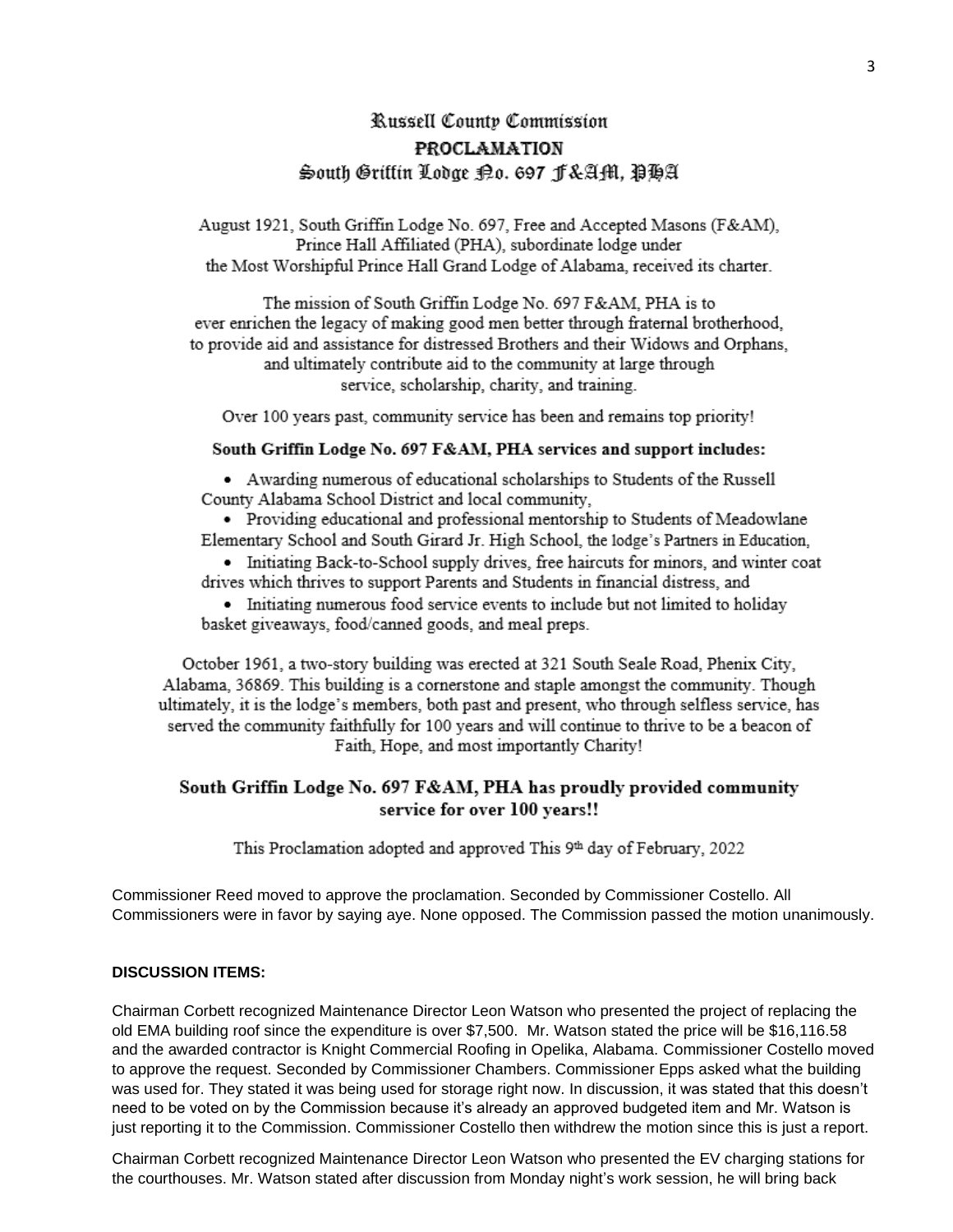# Russell County Commission

## PROCLAMATION

### South Griffin Lodge No. 697 F&AM, PHA

August 1921, South Griffin Lodge No. 697, Free and Accepted Masons (F&AM), Prince Hall Affiliated (PHA), subordinate lodge under the Most Worshipful Prince Hall Grand Lodge of Alabama, received its charter.

The mission of South Griffin Lodge No. 697 F&AM, PHA is to ever enrichen the legacy of making good men better through fraternal brotherhood, to provide aid and assistance for distressed Brothers and their Widows and Orphans, and ultimately contribute aid to the community at large through service, scholarship, charity, and training.

Over 100 years past, community service has been and remains top priority!

**South Griffin Lodge No. 697 F&AM, PHA services and support includes:**

- Awarding numerous of educational scholarships to Students of the Russell County Alabama School District and local community,
- Providing educational and professional mentorship to Students of Meadowlane Elementary School and South Girard Jr. High School, the lodge's Partners in Education,
- Initiating Back-to-School supply drives, free haircuts for minors, and winter coat drives which thrives to support Parents and Students in financial distress, and
- Initiating numerous food service events to include but not limited to holiday basket giveaways, food/canned goods, and meal preps.

October 1961, a two-story building was erected at 321 South Seale Road, Phenix City, Alabama, 36869. This building is a cornerstone and staple amongst the community. Though ultimately, it is the lodge's members, both past and present, who through selfless service, has served the community faithfully for 100 years and will continue to thrive to be a beacon of Faith, Hope, and most importantly Charity!

**South Griffin Lodge No. 697 F&AM, PHA has proudly provided community service for over 100 years!!**

This Proclamation adopted and approved This 9th day of February, 2022

Commissioner Reed moved to approve the proclamation. Seconded by Commissioner Costello. All Commissioners were in favor by saying aye. None opposed. The Commission passed the motion unanimously.

**DISCUSSION ITEMS:**

Chairman Corbett recognized Maintenance Director Leon Watson who presented the project of replacing the old EMA building roof since the expenditure is over $7,500. Mr. Watson stated the price will be $16,116.58 and the awarded contractor is Knight Commercial Roofing in Opelika, Alabama. Commissioner Costello moved to approve the request. Seconded by Commissioner Chambers. Commissioner Epps asked what the building was used for. They stated it was being used for storage right now. In discussion, it was stated that this doesn't need to be voted on by the Commission because it's already an approved budgeted item and Mr. Watson is just reporting it to the Commission. Commissioner Costello then withdrew the motion since this is just a report.

Chairman Corbett recognized Maintenance Director Leon Watson who presented the EV charging stations for the courthouses. Mr. Watson stated after discussion from Monday night's work session, he will bring back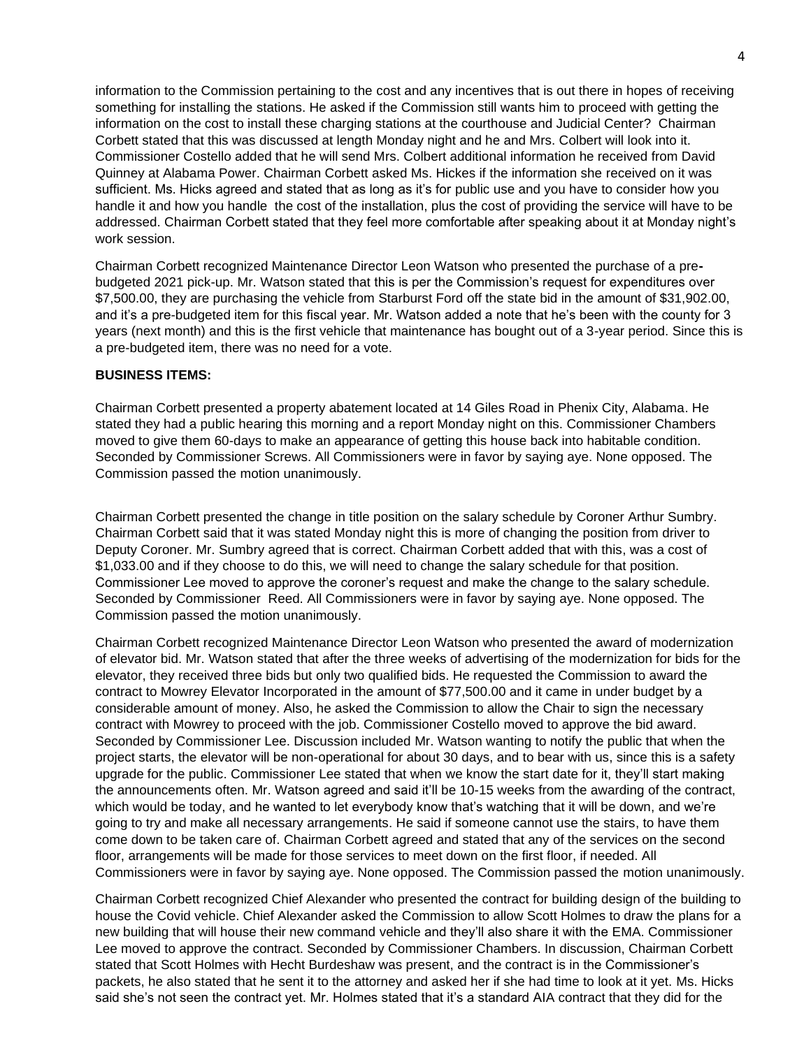information to the Commission pertaining to the cost and any incentives that is out there in hopes of receiving something for installing the stations. He asked if the Commission still wants him to proceed with getting the information on the cost to install these charging stations at the courthouse and Judicial Center? Chairman Corbett stated that this was discussed at length Monday night and he and Mrs. Colbert will look into it. Commissioner Costello added that he will send Mrs. Colbert additional information he received from David Quinney at Alabama Power. Chairman Corbett asked Ms. Hickes if the information she received on it was sufficient. Ms. Hicks agreed and stated that as long as it's for public use and you have to consider how you handle it and how you handle the cost of the installation, plus the cost of providing the service will have to be addressed. Chairman Corbett stated that they feel more comfortable after speaking about it at Monday night's work session.

Chairman Corbett recognized Maintenance Director Leon Watson who presented the purchase of a pre-budgeted 2021 pick-up. Mr. Watson stated that this is per the Commission's request for expenditures over $7,500.00, they are purchasing the vehicle from Starburst Ford off the state bid in the amount of $31,902.00, and it's a pre-budgeted item for this fiscal year. Mr. Watson added a note that he's been with the county for 3 years (next month) and this is the first vehicle that maintenance has bought out of a 3-year period. Since this is a pre-budgeted item, there was no need for a vote.

**BUSINESS ITEMS:**

Chairman Corbett presented a property abatement located at 14 Giles Road in Phenix City, Alabama. He stated they had a public hearing this morning and a report Monday night on this. Commissioner Chambers moved to give them 60-days to make an appearance of getting this house back into habitable condition. Seconded by Commissioner Screws. All Commissioners were in favor by saying aye. None opposed. The Commission passed the motion unanimously.

Chairman Corbett presented the change in title position on the salary schedule by Coroner Arthur Sumbry. Chairman Corbett said that it was stated Monday night this is more of changing the position from driver to Deputy Coroner. Mr. Sumbry agreed that is correct. Chairman Corbett added that with this, was a cost of $1,033.00 and if they choose to do this, we will need to change the salary schedule for that position. Commissioner Lee moved to approve the coroner's request and make the change to the salary schedule. Seconded by Commissioner Reed. All Commissioners were in favor by saying aye. None opposed. The Commission passed the motion unanimously.

Chairman Corbett recognized Maintenance Director Leon Watson who presented the award of modernization of elevator bid. Mr. Watson stated that after the three weeks of advertising of the modernization for bids for the elevator, they received three bids but only two qualified bids. He requested the Commission to award the contract to Mowrey Elevator Incorporated in the amount of $77,500.00 and it came in under budget by a considerable amount of money. Also, he asked the Commission to allow the Chair to sign the necessary contract with Mowrey to proceed with the job. Commissioner Costello moved to approve the bid award. Seconded by Commissioner Lee. Discussion included Mr. Watson wanting to notify the public that when the project starts, the elevator will be non-operational for about 30 days, and to bear with us, since this is a safety upgrade for the public. Commissioner Lee stated that when we know the start date for it, they'll start making the announcements often. Mr. Watson agreed and said it'll be 10-15 weeks from the awarding of the contract, which would be today, and he wanted to let everybody know that's watching that it will be down, and we're going to try and make all necessary arrangements. He said if someone cannot use the stairs, to have them come down to be taken care of. Chairman Corbett agreed and stated that any of the services on the second floor, arrangements will be made for those services to meet down on the first floor, if needed. All Commissioners were in favor by saying aye. None opposed. The Commission passed the motion unanimously.

Chairman Corbett recognized Chief Alexander who presented the contract for building design of the building to house the Covid vehicle. Chief Alexander asked the Commission to allow Scott Holmes to draw the plans for a new building that will house their new command vehicle and they'll also share it with the EMA. Commissioner Lee moved to approve the contract. Seconded by Commissioner Chambers. In discussion, Chairman Corbett stated that Scott Holmes with Hecht Burdeshaw was present, and the contract is in the Commissioner's packets, he also stated that he sent it to the attorney and asked her if she had time to look at it yet. Ms. Hicks said she's not seen the contract yet. Mr. Holmes stated that it's a standard AIA contract that they did for the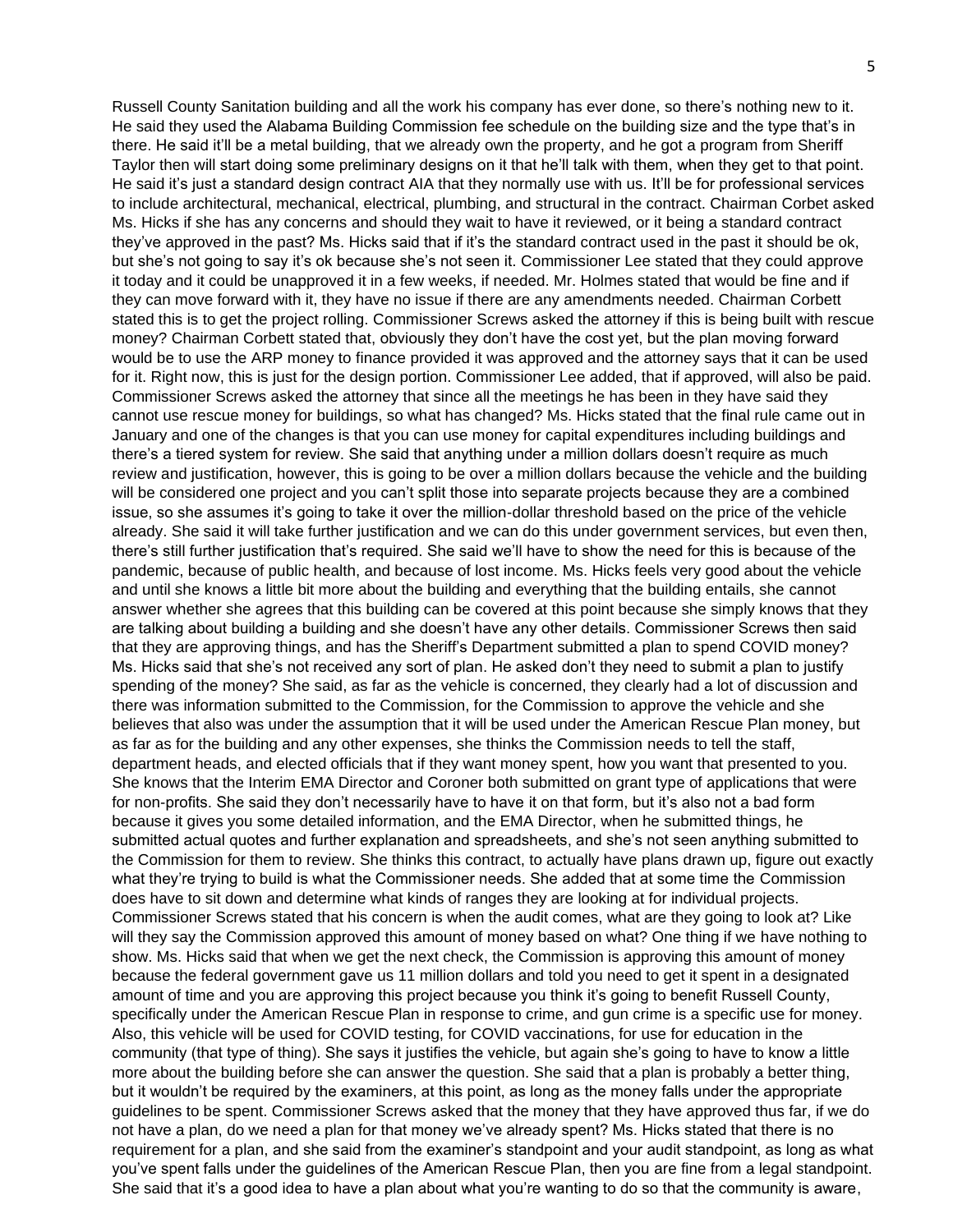Russell County Sanitation building and all the work his company has ever done, so there's nothing new to it. He said they used the Alabama Building Commission fee schedule on the building size and the type that's in there. He said it'll be a metal building, that we already own the property, and he got a program from Sheriff Taylor then will start doing some preliminary designs on it that he'll talk with them, when they get to that point. He said it's just a standard design contract AIA that they normally use with us. It'll be for professional services to include architectural, mechanical, electrical, plumbing, and structural in the contract. Chairman Corbet asked Ms. Hicks if she has any concerns and should they wait to have it reviewed, or it being a standard contract they've approved in the past? Ms. Hicks said that if it's the standard contract used in the past it should be ok, but she's not going to say it's ok because she's not seen it. Commissioner Lee stated that they could approve it today and it could be unapproved it in a few weeks, if needed. Mr. Holmes stated that would be fine and if they can move forward with it, they have no issue if there are any amendments needed. Chairman Corbett stated this is to get the project rolling. Commissioner Screws asked the attorney if this is being built with rescue money? Chairman Corbett stated that, obviously they don't have the cost yet, but the plan moving forward would be to use the ARP money to finance provided it was approved and the attorney says that it can be used for it. Right now, this is just for the design portion. Commissioner Lee added, that if approved, will also be paid. Commissioner Screws asked the attorney that since all the meetings he has been in they have said they cannot use rescue money for buildings, so what has changed? Ms. Hicks stated that the final rule came out in January and one of the changes is that you can use money for capital expenditures including buildings and there's a tiered system for review. She said that anything under a million dollars doesn't require as much review and justification, however, this is going to be over a million dollars because the vehicle and the building will be considered one project and you can't split those into separate projects because they are a combined issue, so she assumes it's going to take it over the million-dollar threshold based on the price of the vehicle already. She said it will take further justification and we can do this under government services, but even then, there's still further justification that's required. She said we'll have to show the need for this is because of the pandemic, because of public health, and because of lost income. Ms. Hicks feels very good about the vehicle and until she knows a little bit more about the building and everything that the building entails, she cannot answer whether she agrees that this building can be covered at this point because she simply knows that they are talking about building a building and she doesn't have any other details. Commissioner Screws then said that they are approving things, and has the Sheriff's Department submitted a plan to spend COVID money? Ms. Hicks said that she's not received any sort of plan. He asked don't they need to submit a plan to justify spending of the money? She said, as far as the vehicle is concerned, they clearly had a lot of discussion and there was information submitted to the Commission, for the Commission to approve the vehicle and she believes that also was under the assumption that it will be used under the American Rescue Plan money, but as far as for the building and any other expenses, she thinks the Commission needs to tell the staff, department heads, and elected officials that if they want money spent, how you want that presented to you. She knows that the Interim EMA Director and Coroner both submitted on grant type of applications that were for non-profits. She said they don't necessarily have to have it on that form, but it's also not a bad form because it gives you some detailed information, and the EMA Director, when he submitted things, he submitted actual quotes and further explanation and spreadsheets, and she's not seen anything submitted to the Commission for them to review. She thinks this contract, to actually have plans drawn up, figure out exactly what they're trying to build is what the Commissioner needs. She added that at some time the Commission does have to sit down and determine what kinds of ranges they are looking at for individual projects. Commissioner Screws stated that his concern is when the audit comes, what are they going to look at? Like will they say the Commission approved this amount of money based on what? One thing if we have nothing to show. Ms. Hicks said that when we get the next check, the Commission is approving this amount of money because the federal government gave us 11 million dollars and told you need to get it spent in a designated amount of time and you are approving this project because you think it's going to benefit Russell County, specifically under the American Rescue Plan in response to crime, and gun crime is a specific use for money. Also, this vehicle will be used for COVID testing, for COVID vaccinations, for use for education in the community (that type of thing). She says it justifies the vehicle, but again she's going to have to know a little more about the building before she can answer the question. She said that a plan is probably a better thing, but it wouldn't be required by the examiners, at this point, as long as the money falls under the appropriate guidelines to be spent. Commissioner Screws asked that the money that they have approved thus far, if we do not have a plan, do we need a plan for that money we've already spent? Ms. Hicks stated that there is no requirement for a plan, and she said from the examiner's standpoint and your audit standpoint, as long as what you've spent falls under the guidelines of the American Rescue Plan, then you are fine from a legal standpoint. She said that it's a good idea to have a plan about what you're wanting to do so that the community is aware,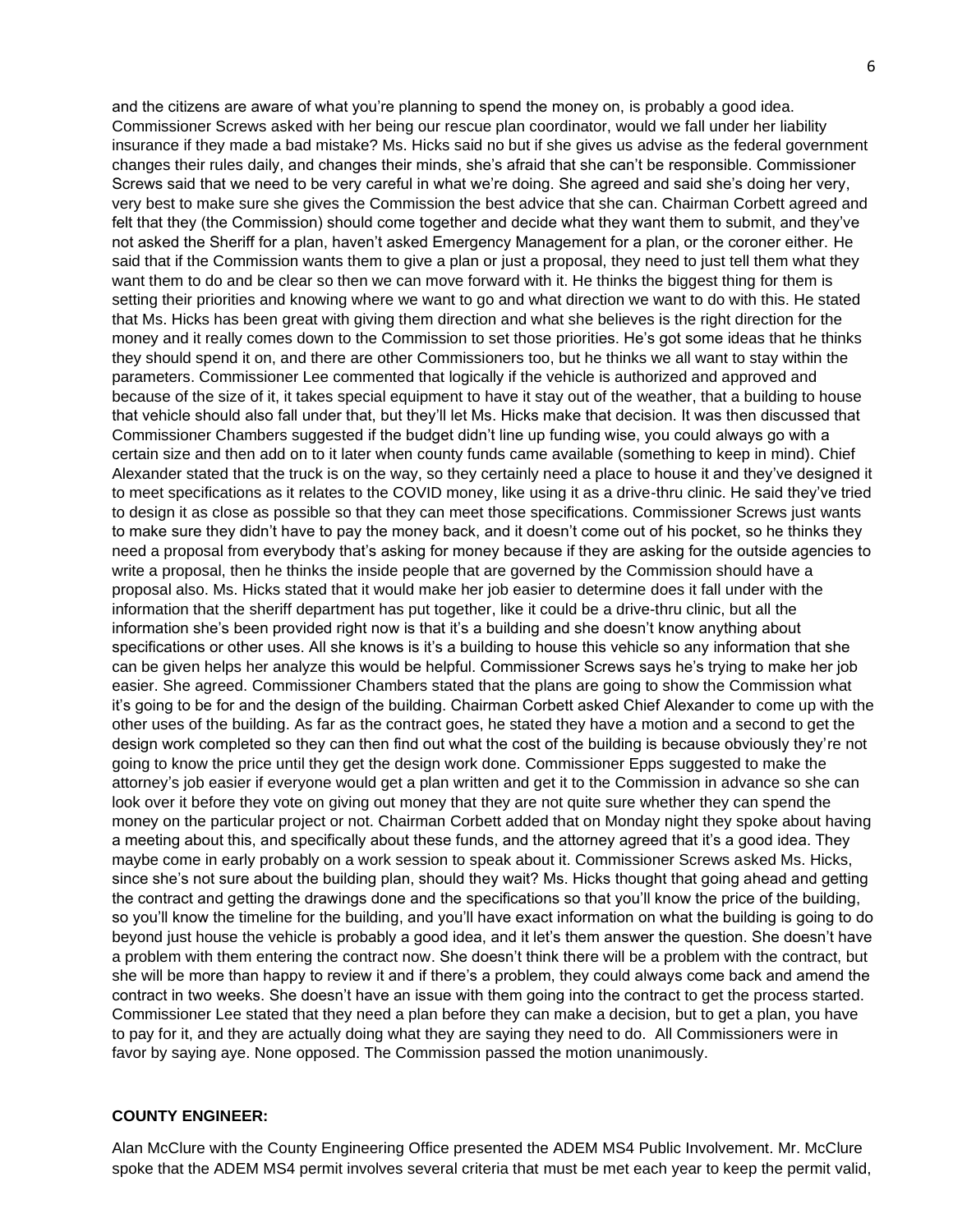and the citizens are aware of what you're planning to spend the money on, is probably a good idea. Commissioner Screws asked with her being our rescue plan coordinator, would we fall under her liability insurance if they made a bad mistake? Ms. Hicks said no but if she gives us advise as the federal government changes their rules daily, and changes their minds, she's afraid that she can't be responsible. Commissioner Screws said that we need to be very careful in what we're doing. She agreed and said she's doing her very, very best to make sure she gives the Commission the best advice that she can. Chairman Corbett agreed and felt that they (the Commission) should come together and decide what they want them to submit, and they've not asked the Sheriff for a plan, haven't asked Emergency Management for a plan, or the coroner either. He said that if the Commission wants them to give a plan or just a proposal, they need to just tell them what they want them to do and be clear so then we can move forward with it. He thinks the biggest thing for them is setting their priorities and knowing where we want to go and what direction we want to do with this. He stated that Ms. Hicks has been great with giving them direction and what she believes is the right direction for the money and it really comes down to the Commission to set those priorities. He's got some ideas that he thinks they should spend it on, and there are other Commissioners too, but he thinks we all want to stay within the parameters. Commissioner Lee commented that logically if the vehicle is authorized and approved and because of the size of it, it takes special equipment to have it stay out of the weather, that a building to house that vehicle should also fall under that, but they'll let Ms. Hicks make that decision. It was then discussed that Commissioner Chambers suggested if the budget didn't line up funding wise, you could always go with a certain size and then add on to it later when county funds came available (something to keep in mind). Chief Alexander stated that the truck is on the way, so they certainly need a place to house it and they've designed it to meet specifications as it relates to the COVID money, like using it as a drive-thru clinic. He said they've tried to design it as close as possible so that they can meet those specifications. Commissioner Screws just wants to make sure they didn't have to pay the money back, and it doesn't come out of his pocket, so he thinks they need a proposal from everybody that's asking for money because if they are asking for the outside agencies to write a proposal, then he thinks the inside people that are governed by the Commission should have a proposal also. Ms. Hicks stated that it would make her job easier to determine does it fall under with the information that the sheriff department has put together, like it could be a drive-thru clinic, but all the information she's been provided right now is that it's a building and she doesn't know anything about specifications or other uses. All she knows is it's a building to house this vehicle so any information that she can be given helps her analyze this would be helpful. Commissioner Screws says he's trying to make her job easier. She agreed. Commissioner Chambers stated that the plans are going to show the Commission what it's going to be for and the design of the building. Chairman Corbett asked Chief Alexander to come up with the other uses of the building. As far as the contract goes, he stated they have a motion and a second to get the design work completed so they can then find out what the cost of the building is because obviously they're not going to know the price until they get the design work done. Commissioner Epps suggested to make the attorney's job easier if everyone would get a plan written and get it to the Commission in advance so she can look over it before they vote on giving out money that they are not quite sure whether they can spend the money on the particular project or not. Chairman Corbett added that on Monday night they spoke about having a meeting about this, and specifically about these funds, and the attorney agreed that it's a good idea. They maybe come in early probably on a work session to speak about it. Commissioner Screws asked Ms. Hicks, since she's not sure about the building plan, should they wait? Ms. Hicks thought that going ahead and getting the contract and getting the drawings done and the specifications so that you'll know the price of the building, so you'll know the timeline for the building, and you'll have exact information on what the building is going to do beyond just house the vehicle is probably a good idea, and it let's them answer the question. She doesn't have a problem with them entering the contract now. She doesn't think there will be a problem with the contract, but she will be more than happy to review it and if there's a problem, they could always come back and amend the contract in two weeks. She doesn't have an issue with them going into the contract to get the process started. Commissioner Lee stated that they need a plan before they can make a decision, but to get a plan, you have to pay for it, and they are actually doing what they are saying they need to do. All Commissioners were in favor by saying aye. None opposed. The Commission passed the motion unanimously.

**COUNTY ENGINEER:**

Alan McClure with the County Engineering Office presented the ADEM MS4 Public Involvement. Mr. McClure spoke that the ADEM MS4 permit involves several criteria that must be met each year to keep the permit valid,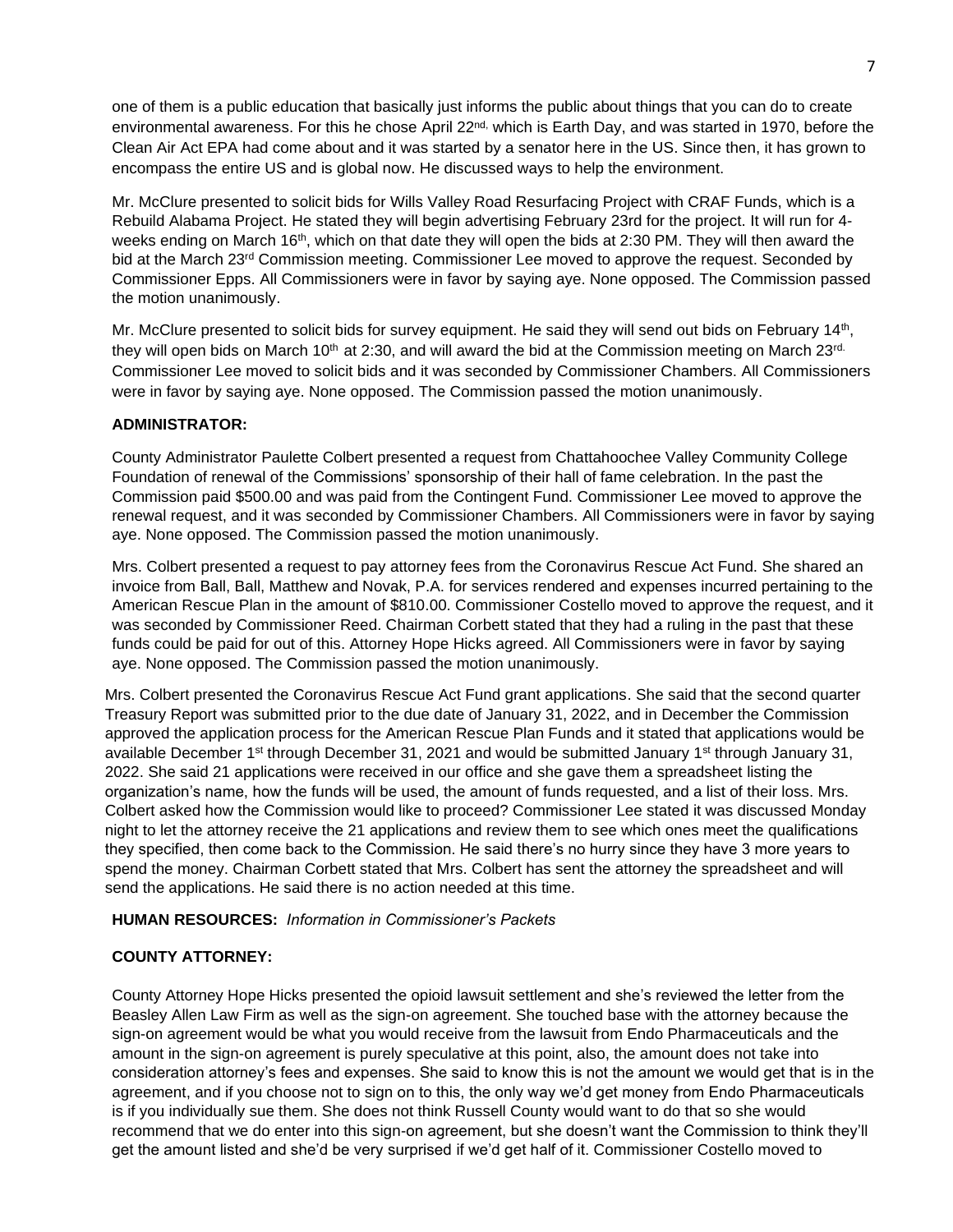one of them is a public education that basically just informs the public about things that you can do to create environmental awareness. For this he chose April 22nd, which is Earth Day, and was started in 1970, before the Clean Air Act EPA had come about and it was started by a senator here in the US. Since then, it has grown to encompass the entire US and is global now. He discussed ways to help the environment.

Mr. McClure presented to solicit bids for Wills Valley Road Resurfacing Project with CRAF Funds, which is a Rebuild Alabama Project. He stated they will begin advertising February 23rd for the project. It will run for 4-weeks ending on March 16th, which on that date they will open the bids at 2:30 PM. They will then award the bid at the March 23rd Commission meeting. Commissioner Lee moved to approve the request. Seconded by Commissioner Epps. All Commissioners were in favor by saying aye. None opposed. The Commission passed the motion unanimously.

Mr. McClure presented to solicit bids for survey equipment. He said they will send out bids on February 14th, they will open bids on March 10th at 2:30, and will award the bid at the Commission meeting on March 23rd. Commissioner Lee moved to solicit bids and it was seconded by Commissioner Chambers. All Commissioners were in favor by saying aye. None opposed. The Commission passed the motion unanimously.

**ADMINISTRATOR:**

County Administrator Paulette Colbert presented a request from Chattahoochee Valley Community College Foundation of renewal of the Commissions' sponsorship of their hall of fame celebration. In the past the Commission paid $500.00 and was paid from the Contingent Fund. Commissioner Lee moved to approve the renewal request, and it was seconded by Commissioner Chambers. All Commissioners were in favor by saying aye. None opposed. The Commission passed the motion unanimously.

Mrs. Colbert presented a request to pay attorney fees from the Coronavirus Rescue Act Fund. She shared an invoice from Ball, Ball, Matthew and Novak, P.A. for services rendered and expenses incurred pertaining to the American Rescue Plan in the amount of $810.00. Commissioner Costello moved to approve the request, and it was seconded by Commissioner Reed. Chairman Corbett stated that they had a ruling in the past that these funds could be paid for out of this. Attorney Hope Hicks agreed. All Commissioners were in favor by saying aye. None opposed. The Commission passed the motion unanimously.

Mrs. Colbert presented the Coronavirus Rescue Act Fund grant applications. She said that the second quarter Treasury Report was submitted prior to the due date of January 31, 2022, and in December the Commission approved the application process for the American Rescue Plan Funds and it stated that applications would be available December 1st through December 31, 2021 and would be submitted January 1st through January 31, 2022. She said 21 applications were received in our office and she gave them a spreadsheet listing the organization's name, how the funds will be used, the amount of funds requested, and a list of their loss. Mrs. Colbert asked how the Commission would like to proceed? Commissioner Lee stated it was discussed Monday night to let the attorney receive the 21 applications and review them to see which ones meet the qualifications they specified, then come back to the Commission. He said there's no hurry since they have 3 more years to spend the money. Chairman Corbett stated that Mrs. Colbert has sent the attorney the spreadsheet and will send the applications. He said there is no action needed at this time.

**HUMAN RESOURCES:** *Information in Commissioner's Packets*

**COUNTY ATTORNEY:**

County Attorney Hope Hicks presented the opioid lawsuit settlement and she's reviewed the letter from the Beasley Allen Law Firm as well as the sign-on agreement. She touched base with the attorney because the sign-on agreement would be what you would receive from the lawsuit from Endo Pharmaceuticals and the amount in the sign-on agreement is purely speculative at this point, also, the amount does not take into consideration attorney's fees and expenses. She said to know this is not the amount we would get that is in the agreement, and if you choose not to sign on to this, the only way we'd get money from Endo Pharmaceuticals is if you individually sue them. She does not think Russell County would want to do that so she would recommend that we do enter into this sign-on agreement, but she doesn't want the Commission to think they'll get the amount listed and she'd be very surprised if we'd get half of it. Commissioner Costello moved to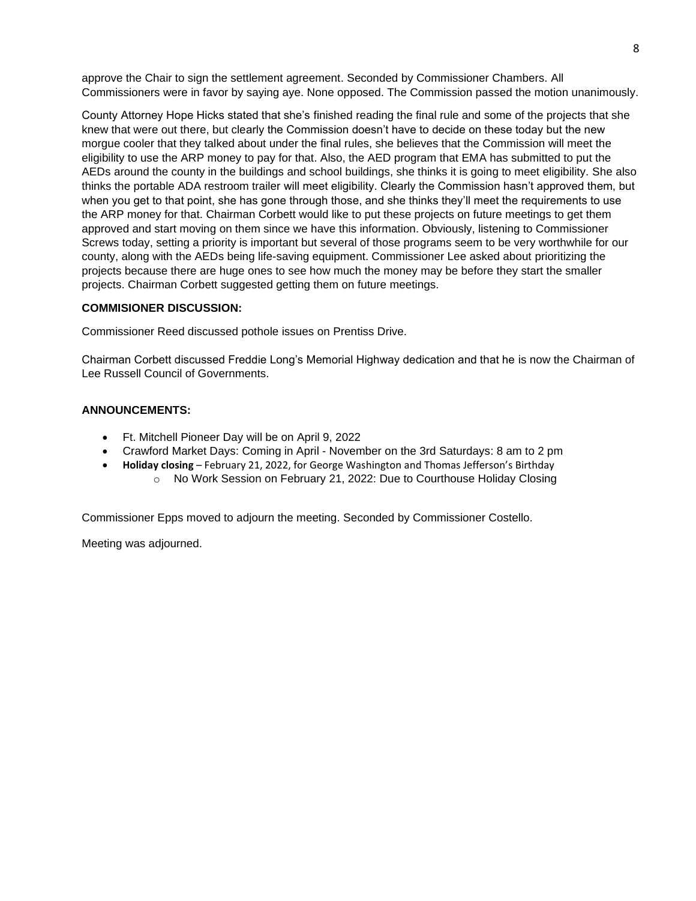approve the Chair to sign the settlement agreement. Seconded by Commissioner Chambers. All Commissioners were in favor by saying aye. None opposed. The Commission passed the motion unanimously.

County Attorney Hope Hicks stated that she's finished reading the final rule and some of the projects that she knew that were out there, but clearly the Commission doesn't have to decide on these today but the new morgue cooler that they talked about under the final rules, she believes that the Commission will meet the eligibility to use the ARP money to pay for that. Also, the AED program that EMA has submitted to put the AEDs around the county in the buildings and school buildings, she thinks it is going to meet eligibility. She also thinks the portable ADA restroom trailer will meet eligibility. Clearly the Commission hasn't approved them, but when you get to that point, she has gone through those, and she thinks they'll meet the requirements to use the ARP money for that. Chairman Corbett would like to put these projects on future meetings to get them approved and start moving on them since we have this information. Obviously, listening to Commissioner Screws today, setting a priority is important but several of those programs seem to be very worthwhile for our county, along with the AEDs being life-saving equipment. Commissioner Lee asked about prioritizing the projects because there are huge ones to see how much the money may be before they start the smaller projects. Chairman Corbett suggested getting them on future meetings.

**COMMISIONER DISCUSSION:**

Commissioner Reed discussed pothole issues on Prentiss Drive.

Chairman Corbett discussed Freddie Long's Memorial Highway dedication and that he is now the Chairman of Lee Russell Council of Governments.

**ANNOUNCEMENTS:**

- Ft. Mitchell Pioneer Day will be on April 9, 2022
- Crawford Market Days: Coming in April - November on the 3rd Saturdays: 8 am to 2 pm
- **Holiday closing** – February 21, 2022, for George Washington and Thomas Jefferson's Birthday
  - No Work Session on February 21, 2022: Due to Courthouse Holiday Closing

Commissioner Epps moved to adjourn the meeting. Seconded by Commissioner Costello.

Meeting was adjourned.